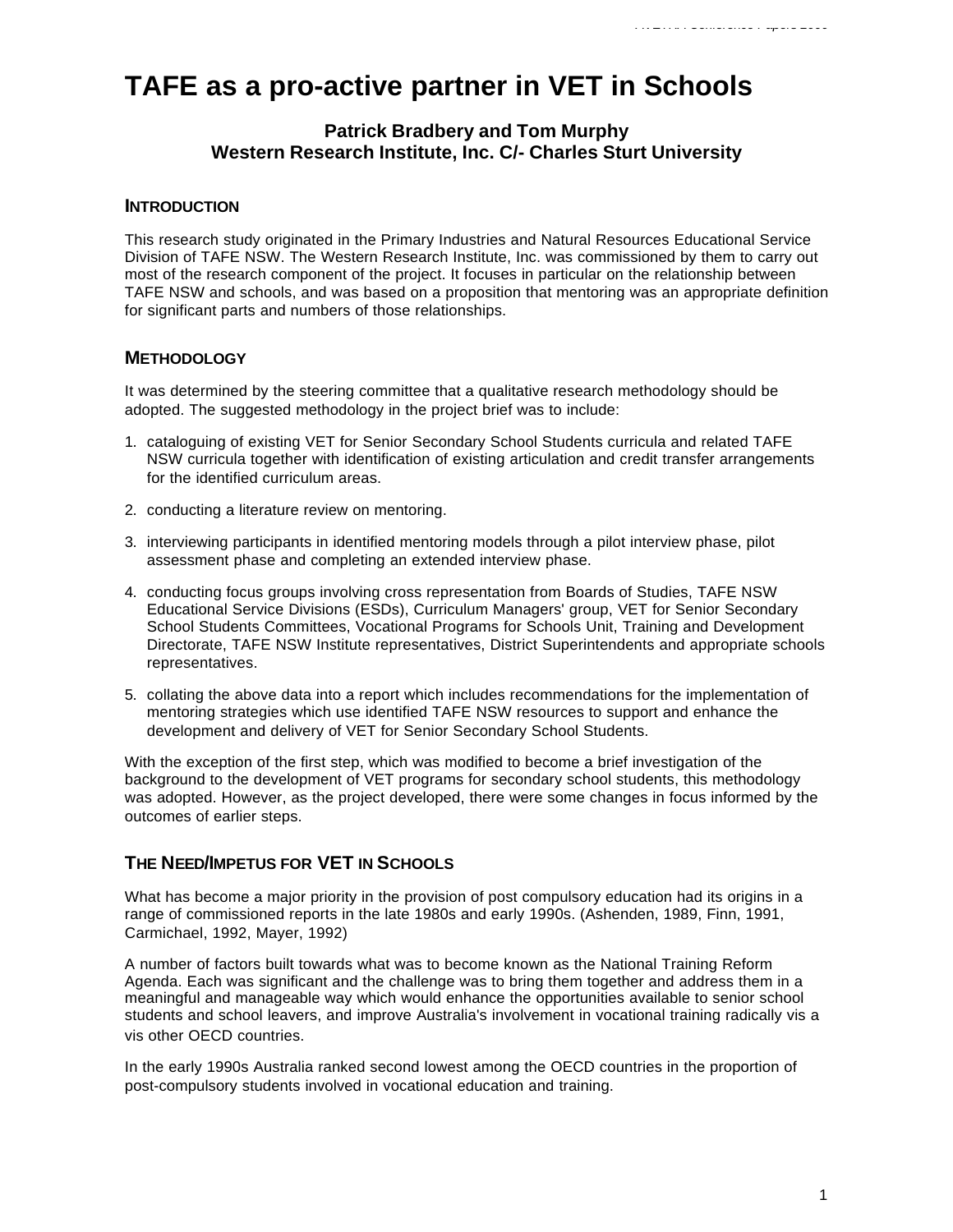# TAFE as a pro-active partner in VET in Schools

**Patrick Bradbery and Tom Murphy**
**Western Research Institute, Inc. C/- Charles Sturt University**

## INTRODUCTION

This research study originated in the Primary Industries and Natural Resources Educational Service Division of TAFE NSW. The Western Research Institute, Inc. was commissioned by them to carry out most of the research component of the project. It focuses in particular on the relationship between TAFE NSW and schools, and was based on a proposition that mentoring was an appropriate definition for significant parts and numbers of those relationships.

## METHODOLOGY

It was determined by the steering committee that a qualitative research methodology should be adopted. The suggested methodology in the project brief was to include:

1. cataloguing of existing VET for Senior Secondary School Students curricula and related TAFE NSW curricula together with identification of existing articulation and credit transfer arrangements for the identified curriculum areas.
2. conducting a literature review on mentoring.
3. interviewing participants in identified mentoring models through a pilot interview phase, pilot assessment phase and completing an extended interview phase.
4. conducting focus groups involving cross representation from Boards of Studies, TAFE NSW Educational Service Divisions (ESDs), Curriculum Managers' group, VET for Senior Secondary School Students Committees, Vocational Programs for Schools Unit, Training and Development Directorate, TAFE NSW Institute representatives, District Superintendents and appropriate schools representatives.
5. collating the above data into a report which includes recommendations for the implementation of mentoring strategies which use identified TAFE NSW resources to support and enhance the development and delivery of VET for Senior Secondary School Students.

With the exception of the first step, which was modified to become a brief investigation of the background to the development of VET programs for secondary school students, this methodology was adopted. However, as the project developed, there were some changes in focus informed by the outcomes of earlier steps.

## THE NEED/IMPETUS FOR VET IN SCHOOLS

What has become a major priority in the provision of post compulsory education had its origins in a range of commissioned reports in the late 1980s and early 1990s. (Ashenden, 1989, Finn, 1991, Carmichael, 1992, Mayer, 1992)

A number of factors built towards what was to become known as the National Training Reform Agenda. Each was significant and the challenge was to bring them together and address them in a meaningful and manageable way which would enhance the opportunities available to senior school students and school leavers, and improve Australia's involvement in vocational training radically vis a vis other OECD countries.

In the early 1990s Australia ranked second lowest among the OECD countries in the proportion of post-compulsory students involved in vocational education and training.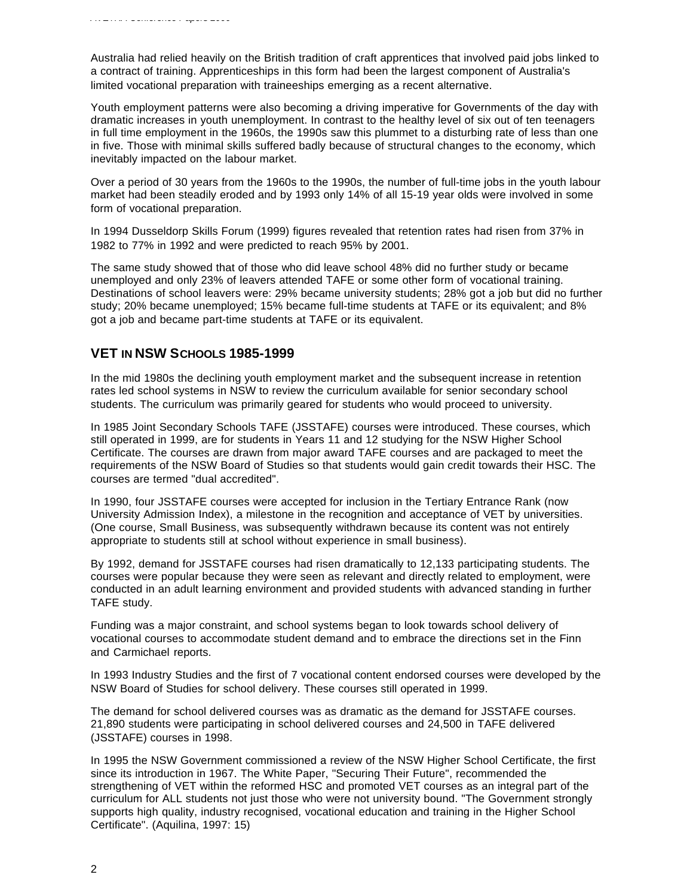Australia had relied heavily on the British tradition of craft apprentices that involved paid jobs linked to a contract of training. Apprenticeships in this form had been the largest component of Australia's limited vocational preparation with traineeships emerging as a recent alternative.

Youth employment patterns were also becoming a driving imperative for Governments of the day with dramatic increases in youth unemployment. In contrast to the healthy level of six out of ten teenagers in full time employment in the 1960s, the 1990s saw this plummet to a disturbing rate of less than one in five. Those with minimal skills suffered badly because of structural changes to the economy, which inevitably impacted on the labour market.

Over a period of 30 years from the 1960s to the 1990s, the number of full-time jobs in the youth labour market had been steadily eroded and by 1993 only 14% of all 15-19 year olds were involved in some form of vocational preparation.

In 1994 Dusseldorp Skills Forum (1999) figures revealed that retention rates had risen from 37% in 1982 to 77% in 1992 and were predicted to reach 95% by 2001.

The same study showed that of those who did leave school 48% did no further study or became unemployed and only 23% of leavers attended TAFE or some other form of vocational training. Destinations of school leavers were: 29% became university students; 28% got a job but did no further study; 20% became unemployed; 15% became full-time students at TAFE or its equivalent; and 8% got a job and became part-time students at TAFE or its equivalent.

## VET IN NSW SCHOOLS 1985-1999

In the mid 1980s the declining youth employment market and the subsequent increase in retention rates led school systems in NSW to review the curriculum available for senior secondary school students. The curriculum was primarily geared for students who would proceed to university.

In 1985 Joint Secondary Schools TAFE (JSSTAFE) courses were introduced. These courses, which still operated in 1999, are for students in Years 11 and 12 studying for the NSW Higher School Certificate. The courses are drawn from major award TAFE courses and are packaged to meet the requirements of the NSW Board of Studies so that students would gain credit towards their HSC. The courses are termed "dual accredited".

In 1990, four JSSTAFE courses were accepted for inclusion in the Tertiary Entrance Rank (now University Admission Index), a milestone in the recognition and acceptance of VET by universities. (One course, Small Business, was subsequently withdrawn because its content was not entirely appropriate to students still at school without experience in small business).

By 1992, demand for JSSTAFE courses had risen dramatically to 12,133 participating students. The courses were popular because they were seen as relevant and directly related to employment, were conducted in an adult learning environment and provided students with advanced standing in further TAFE study.

Funding was a major constraint, and school systems began to look towards school delivery of vocational courses to accommodate student demand and to embrace the directions set in the Finn and Carmichael reports.

In 1993 Industry Studies and the first of 7 vocational content endorsed courses were developed by the NSW Board of Studies for school delivery. These courses still operated in 1999.

The demand for school delivered courses was as dramatic as the demand for JSSTAFE courses. 21,890 students were participating in school delivered courses and 24,500 in TAFE delivered (JSSTAFE) courses in 1998.

In 1995 the NSW Government commissioned a review of the NSW Higher School Certificate, the first since its introduction in 1967. The White Paper, "Securing Their Future", recommended the strengthening of VET within the reformed HSC and promoted VET courses as an integral part of the curriculum for ALL students not just those who were not university bound. "The Government strongly supports high quality, industry recognised, vocational education and training in the Higher School Certificate". (Aquilina, 1997: 15)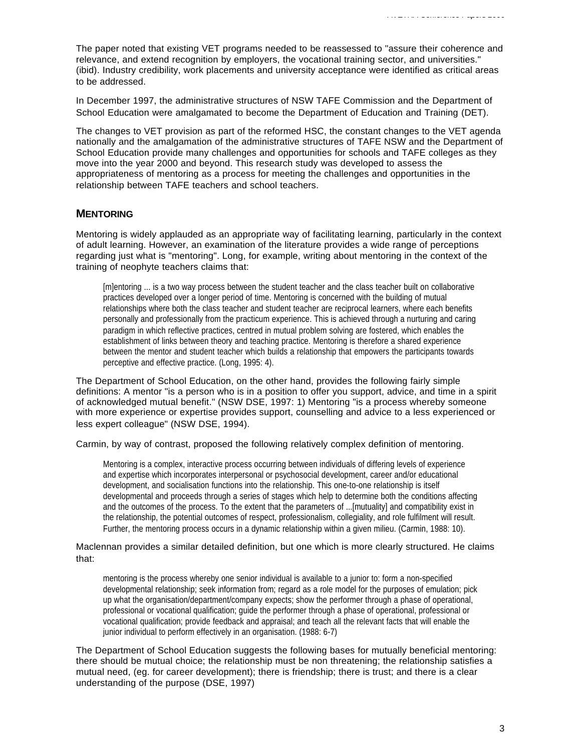The paper noted that existing VET programs needed to be reassessed to "assure their coherence and relevance, and extend recognition by employers, the vocational training sector, and universities." (ibid). Industry credibility, work placements and university acceptance were identified as critical areas to be addressed.

In December 1997, the administrative structures of NSW TAFE Commission and the Department of School Education were amalgamated to become the Department of Education and Training (DET).

The changes to VET provision as part of the reformed HSC, the constant changes to the VET agenda nationally and the amalgamation of the administrative structures of TAFE NSW and the Department of School Education provide many challenges and opportunities for schools and TAFE colleges as they move into the year 2000 and beyond. This research study was developed to assess the appropriateness of mentoring as a process for meeting the challenges and opportunities in the relationship between TAFE teachers and school teachers.

## MENTORING

Mentoring is widely applauded as an appropriate way of facilitating learning, particularly in the context of adult learning. However, an examination of the literature provides a wide range of perceptions regarding just what is "mentoring". Long, for example, writing about mentoring in the context of the training of neophyte teachers claims that:

> [m]entoring ... is a two way process between the student teacher and the class teacher built on collaborative practices developed over a longer period of time. Mentoring is concerned with the building of mutual relationships where both the class teacher and student teacher are reciprocal learners, where each benefits personally and professionally from the practicum experience. This is achieved through a nurturing and caring paradigm in which reflective practices, centred in mutual problem solving are fostered, which enables the establishment of links between theory and teaching practice. Mentoring is therefore a shared experience between the mentor and student teacher which builds a relationship that empowers the participants towards perceptive and effective practice. (Long, 1995: 4).

The Department of School Education, on the other hand, provides the following fairly simple definitions: A mentor "is a person who is in a position to offer you support, advice, and time in a spirit of acknowledged mutual benefit." (NSW DSE, 1997: 1) Mentoring "is a process whereby someone with more experience or expertise provides support, counselling and advice to a less experienced or less expert colleague" (NSW DSE, 1994).

Carmin, by way of contrast, proposed the following relatively complex definition of mentoring.

> Mentoring is a complex, interactive process occurring between individuals of differing levels of experience and expertise which incorporates interpersonal or psychosocial development, career and/or educational development, and socialisation functions into the relationship. This one-to-one relationship is itself developmental and proceeds through a series of stages which help to determine both the conditions affecting and the outcomes of the process. To the extent that the parameters of ...[mutuality] and compatibility exist in the relationship, the potential outcomes of respect, professionalism, collegiality, and role fulfilment will result. Further, the mentoring process occurs in a dynamic relationship within a given milieu. (Carmin, 1988: 10).

Maclennan provides a similar detailed definition, but one which is more clearly structured. He claims that:

> mentoring is the process whereby one senior individual is available to a junior to: form a non-specified developmental relationship; seek information from; regard as a role model for the purposes of emulation; pick up what the organisation/department/company expects; show the performer through a phase of operational, professional or vocational qualification; guide the performer through a phase of operational, professional or vocational qualification; provide feedback and appraisal; and teach all the relevant facts that will enable the junior individual to perform effectively in an organisation. (1988: 6-7)

The Department of School Education suggests the following bases for mutually beneficial mentoring: there should be mutual choice; the relationship must be non threatening; the relationship satisfies a mutual need, (eg. for career development); there is friendship; there is trust; and there is a clear understanding of the purpose (DSE, 1997)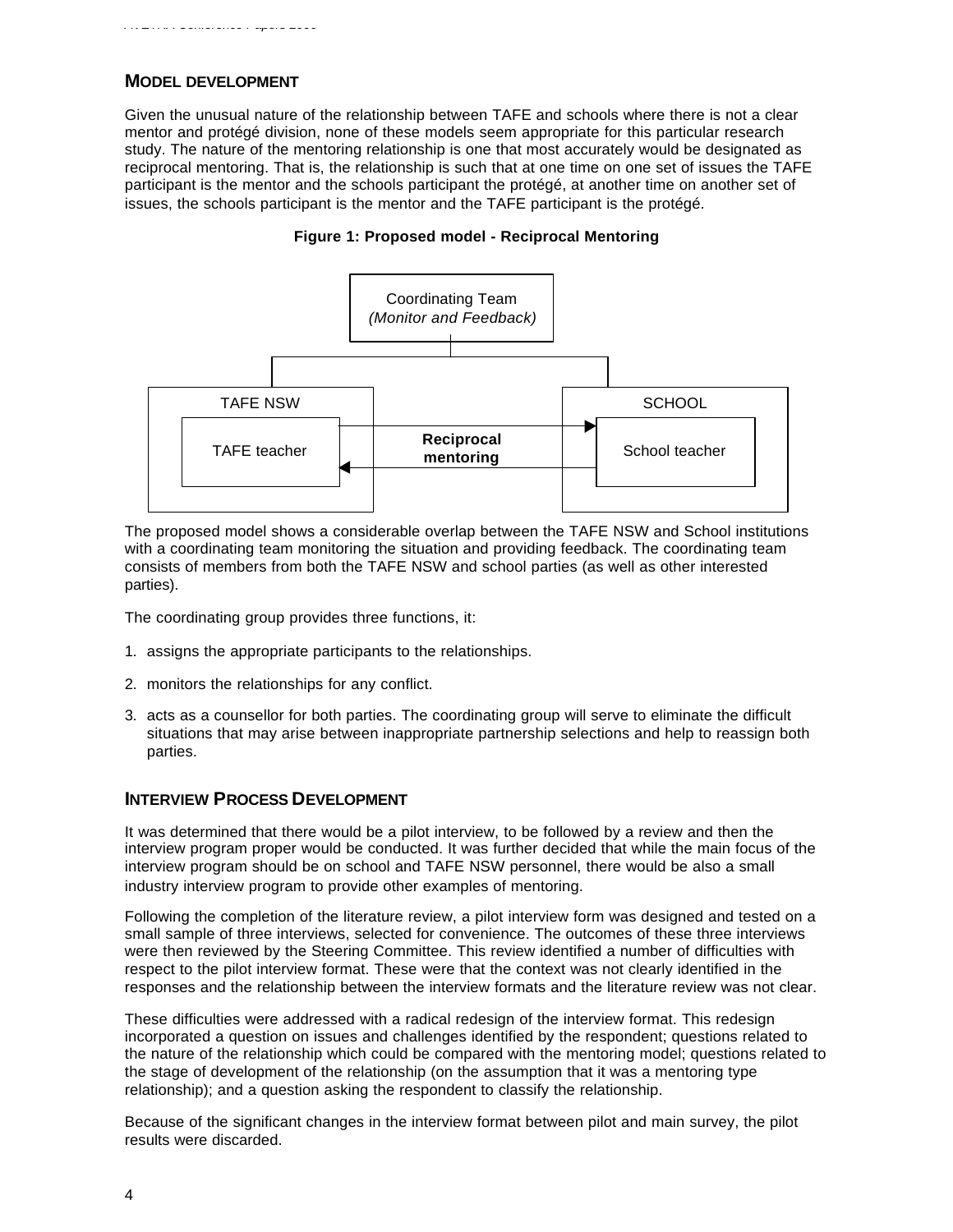## MODEL DEVELOPMENT

Given the unusual nature of the relationship between TAFE and schools where there is not a clear mentor and protégé division, none of these models seem appropriate for this particular research study. The nature of the mentoring relationship is one that most accurately would be designated as reciprocal mentoring. That is, the relationship is such that at one time on one set of issues the TAFE participant is the mentor and the schools participant the protégé, at another time on another set of issues, the schools participant is the mentor and the TAFE participant is the protégé.

**Figure 1: Proposed model - Reciprocal Mentoring**

Coordinating Team
*(Monitor and Feedback)*

TAFE NSW — TAFE teacher

**Reciprocal mentoring**

SCHOOL — School teacher

The proposed model shows a considerable overlap between the TAFE NSW and School institutions with a coordinating team monitoring the situation and providing feedback. The coordinating team consists of members from both the TAFE NSW and school parties (as well as other interested parties).

The coordinating group provides three functions, it:

1. assigns the appropriate participants to the relationships.
2. monitors the relationships for any conflict.
3. acts as a counsellor for both parties. The coordinating group will serve to eliminate the difficult situations that may arise between inappropriate partnership selections and help to reassign both parties.

## INTERVIEW PROCESS DEVELOPMENT

It was determined that there would be a pilot interview, to be followed by a review and then the interview program proper would be conducted. It was further decided that while the main focus of the interview program should be on school and TAFE NSW personnel, there would be also a small industry interview program to provide other examples of mentoring.

Following the completion of the literature review, a pilot interview form was designed and tested on a small sample of three interviews, selected for convenience. The outcomes of these three interviews were then reviewed by the Steering Committee. This review identified a number of difficulties with respect to the pilot interview format. These were that the context was not clearly identified in the responses and the relationship between the interview formats and the literature review was not clear.

These difficulties were addressed with a radical redesign of the interview format. This redesign incorporated a question on issues and challenges identified by the respondent; questions related to the nature of the relationship which could be compared with the mentoring model; questions related to the stage of development of the relationship (on the assumption that it was a mentoring type relationship); and a question asking the respondent to classify the relationship.

Because of the significant changes in the interview format between pilot and main survey, the pilot results were discarded.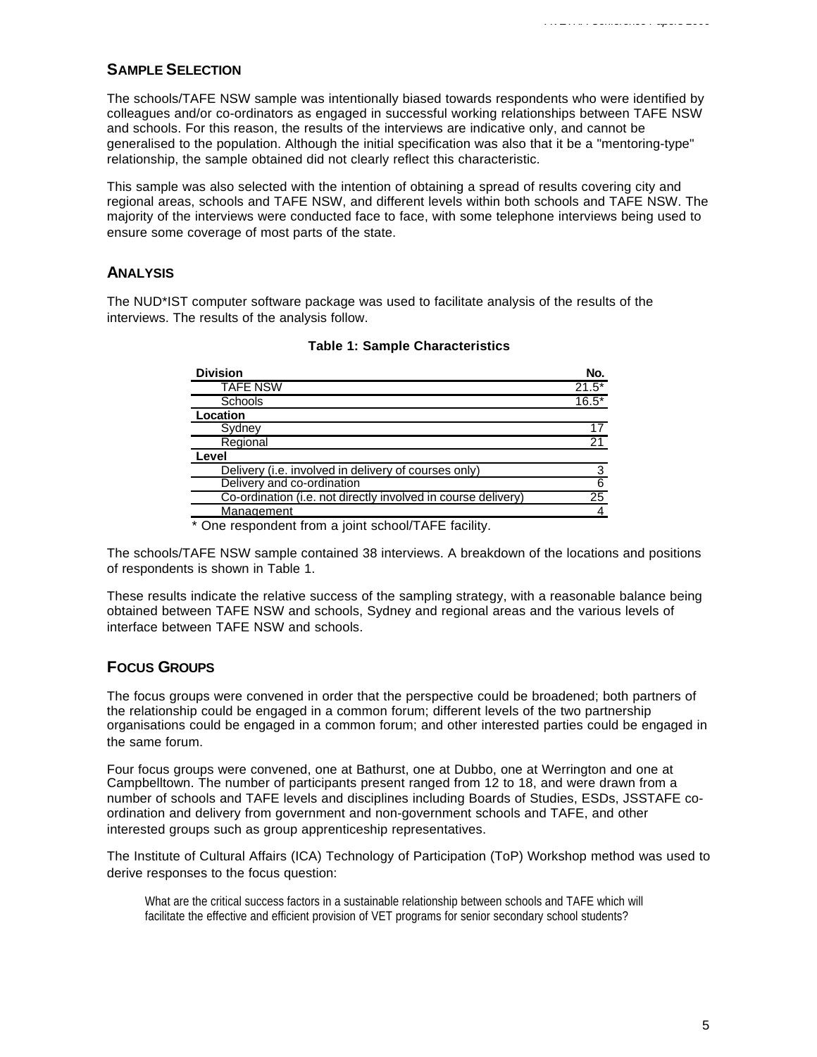## SAMPLE SELECTION

The schools/TAFE NSW sample was intentionally biased towards respondents who were identified by colleagues and/or co-ordinators as engaged in successful working relationships between TAFE NSW and schools. For this reason, the results of the interviews are indicative only, and cannot be generalised to the population. Although the initial specification was also that it be a "mentoring-type" relationship, the sample obtained did not clearly reflect this characteristic.

This sample was also selected with the intention of obtaining a spread of results covering city and regional areas, schools and TAFE NSW, and different levels within both schools and TAFE NSW. The majority of the interviews were conducted face to face, with some telephone interviews being used to ensure some coverage of most parts of the state.

## ANALYSIS

The NUD*IST computer software package was used to facilitate analysis of the results of the interviews. The results of the analysis follow.

**Table 1: Sample Characteristics**

| Division | No. |
|---|---|
| TAFE NSW | 21.5* |
| Schools | 16.5* |
| **Location** | |
| Sydney | 17 |
| Regional | 21 |
| **Level** | |
| Delivery (i.e. involved in delivery of courses only) | 3 |
| Delivery and co-ordination | 6 |
| Co-ordination (i.e. not directly involved in course delivery) | 25 |
| Management | 4 |

\* One respondent from a joint school/TAFE facility.

The schools/TAFE NSW sample contained 38 interviews. A breakdown of the locations and positions of respondents is shown in Table 1.

These results indicate the relative success of the sampling strategy, with a reasonable balance being obtained between TAFE NSW and schools, Sydney and regional areas and the various levels of interface between TAFE NSW and schools.

## FOCUS GROUPS

The focus groups were convened in order that the perspective could be broadened; both partners of the relationship could be engaged in a common forum; different levels of the two partnership organisations could be engaged in a common forum; and other interested parties could be engaged in the same forum.

Four focus groups were convened, one at Bathurst, one at Dubbo, one at Werrington and one at Campbelltown. The number of participants present ranged from 12 to 18, and were drawn from a number of schools and TAFE levels and disciplines including Boards of Studies, ESDs, JSSTAFE co-ordination and delivery from government and non-government schools and TAFE, and other interested groups such as group apprenticeship representatives.

The Institute of Cultural Affairs (ICA) Technology of Participation (ToP) Workshop method was used to derive responses to the focus question:

> What are the critical success factors in a sustainable relationship between schools and TAFE which will facilitate the effective and efficient provision of VET programs for senior secondary school students?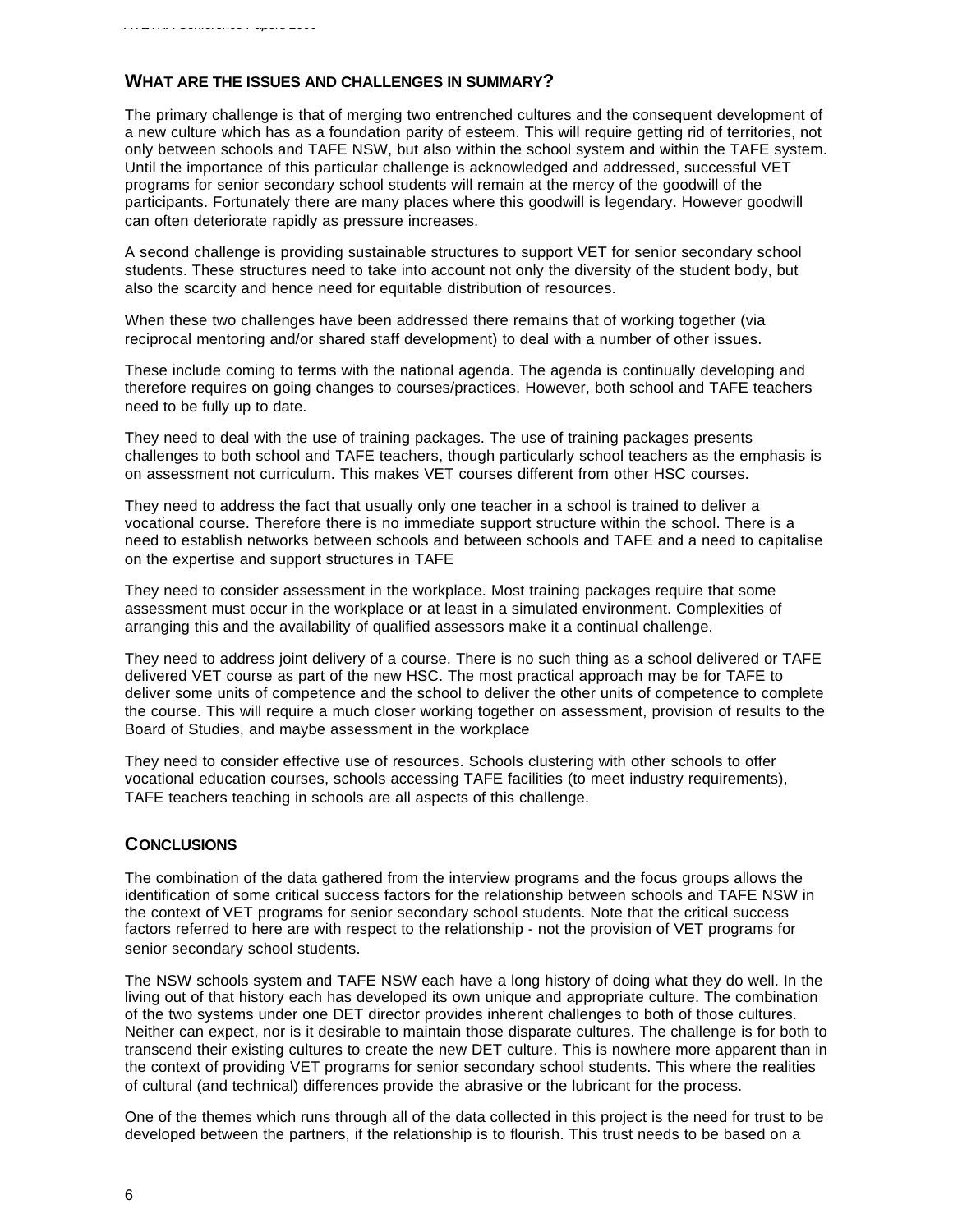## WHAT ARE THE ISSUES AND CHALLENGES IN SUMMARY?

The primary challenge is that of merging two entrenched cultures and the consequent development of a new culture which has as a foundation parity of esteem. This will require getting rid of territories, not only between schools and TAFE NSW, but also within the school system and within the TAFE system. Until the importance of this particular challenge is acknowledged and addressed, successful VET programs for senior secondary school students will remain at the mercy of the goodwill of the participants. Fortunately there are many places where this goodwill is legendary. However goodwill can often deteriorate rapidly as pressure increases.

A second challenge is providing sustainable structures to support VET for senior secondary school students. These structures need to take into account not only the diversity of the student body, but also the scarcity and hence need for equitable distribution of resources.

When these two challenges have been addressed there remains that of working together (via reciprocal mentoring and/or shared staff development) to deal with a number of other issues.

These include coming to terms with the national agenda. The agenda is continually developing and therefore requires on going changes to courses/practices. However, both school and TAFE teachers need to be fully up to date.

They need to deal with the use of training packages. The use of training packages presents challenges to both school and TAFE teachers, though particularly school teachers as the emphasis is on assessment not curriculum. This makes VET courses different from other HSC courses.

They need to address the fact that usually only one teacher in a school is trained to deliver a vocational course. Therefore there is no immediate support structure within the school. There is a need to establish networks between schools and between schools and TAFE and a need to capitalise on the expertise and support structures in TAFE

They need to consider assessment in the workplace. Most training packages require that some assessment must occur in the workplace or at least in a simulated environment. Complexities of arranging this and the availability of qualified assessors make it a continual challenge.

They need to address joint delivery of a course. There is no such thing as a school delivered or TAFE delivered VET course as part of the new HSC. The most practical approach may be for TAFE to deliver some units of competence and the school to deliver the other units of competence to complete the course. This will require a much closer working together on assessment, provision of results to the Board of Studies, and maybe assessment in the workplace

They need to consider effective use of resources. Schools clustering with other schools to offer vocational education courses, schools accessing TAFE facilities (to meet industry requirements), TAFE teachers teaching in schools are all aspects of this challenge.

## CONCLUSIONS

The combination of the data gathered from the interview programs and the focus groups allows the identification of some critical success factors for the relationship between schools and TAFE NSW in the context of VET programs for senior secondary school students. Note that the critical success factors referred to here are with respect to the relationship - not the provision of VET programs for senior secondary school students.

The NSW schools system and TAFE NSW each have a long history of doing what they do well. In the living out of that history each has developed its own unique and appropriate culture. The combination of the two systems under one DET director provides inherent challenges to both of those cultures. Neither can expect, nor is it desirable to maintain those disparate cultures. The challenge is for both to transcend their existing cultures to create the new DET culture. This is nowhere more apparent than in the context of providing VET programs for senior secondary school students. This where the realities of cultural (and technical) differences provide the abrasive or the lubricant for the process.

One of the themes which runs through all of the data collected in this project is the need for trust to be developed between the partners, if the relationship is to flourish. This trust needs to be based on a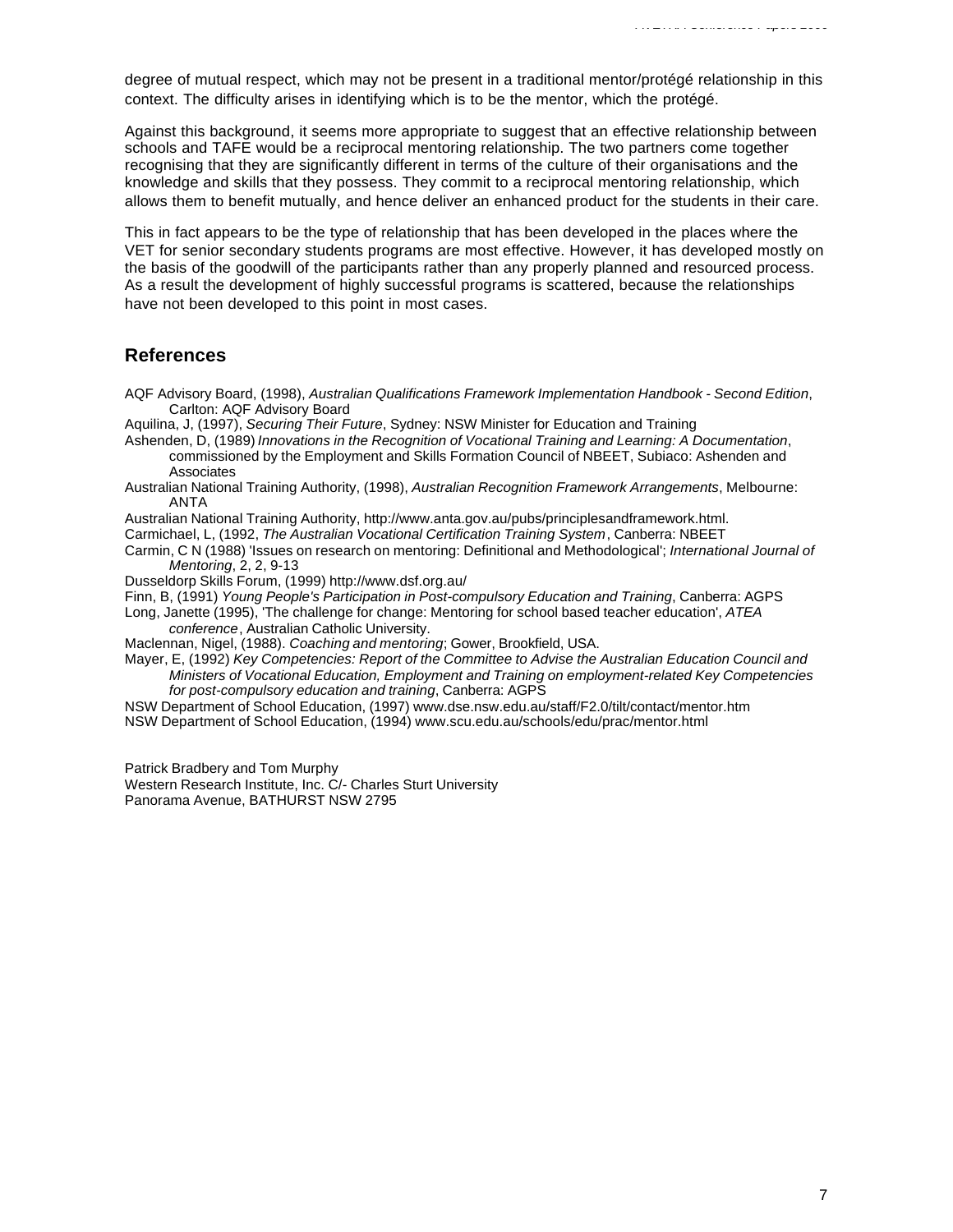degree of mutual respect, which may not be present in a traditional mentor/protégé relationship in this context. The difficulty arises in identifying which is to be the mentor, which the protégé.

Against this background, it seems more appropriate to suggest that an effective relationship between schools and TAFE would be a reciprocal mentoring relationship. The two partners come together recognising that they are significantly different in terms of the culture of their organisations and the knowledge and skills that they possess. They commit to a reciprocal mentoring relationship, which allows them to benefit mutually, and hence deliver an enhanced product for the students in their care.

This in fact appears to be the type of relationship that has been developed in the places where the VET for senior secondary students programs are most effective. However, it has developed mostly on the basis of the goodwill of the participants rather than any properly planned and resourced process. As a result the development of highly successful programs is scattered, because the relationships have not been developed to this point in most cases.

## References

AQF Advisory Board, (1998), *Australian Qualifications Framework Implementation Handbook - Second Edition*, Carlton: AQF Advisory Board

Aquilina, J, (1997), *Securing Their Future*, Sydney: NSW Minister for Education and Training

Ashenden, D, (1989) *Innovations in the Recognition of Vocational Training and Learning: A Documentation*, commissioned by the Employment and Skills Formation Council of NBEET, Subiaco: Ashenden and Associates

Australian National Training Authority, (1998), *Australian Recognition Framework Arrangements*, Melbourne: ANTA

Australian National Training Authority, http://www.anta.gov.au/pubs/principlesandframework.html.

Carmichael, L, (1992, *The Australian Vocational Certification Training System*, Canberra: NBEET

Carmin, C N (1988) 'Issues on research on mentoring: Definitional and Methodological'; *International Journal of Mentoring*, 2, 2, 9-13

Dusseldorp Skills Forum, (1999) http://www.dsf.org.au/

Finn, B, (1991) *Young People's Participation in Post-compulsory Education and Training*, Canberra: AGPS

Long, Janette (1995), 'The challenge for change: Mentoring for school based teacher education', *ATEA conference*, Australian Catholic University.

Maclennan, Nigel, (1988). *Coaching and mentoring*; Gower, Brookfield, USA.

Mayer, E, (1992) *Key Competencies: Report of the Committee to Advise the Australian Education Council and Ministers of Vocational Education, Employment and Training on employment-related Key Competencies for post-compulsory education and training*, Canberra: AGPS

NSW Department of School Education, (1997) www.dse.nsw.edu.au/staff/F2.0/tilt/contact/mentor.htm

NSW Department of School Education, (1994) www.scu.edu.au/schools/edu/prac/mentor.html

Patrick Bradbery and Tom Murphy
Western Research Institute, Inc. C/- Charles Sturt University
Panorama Avenue, BATHURST NSW 2795